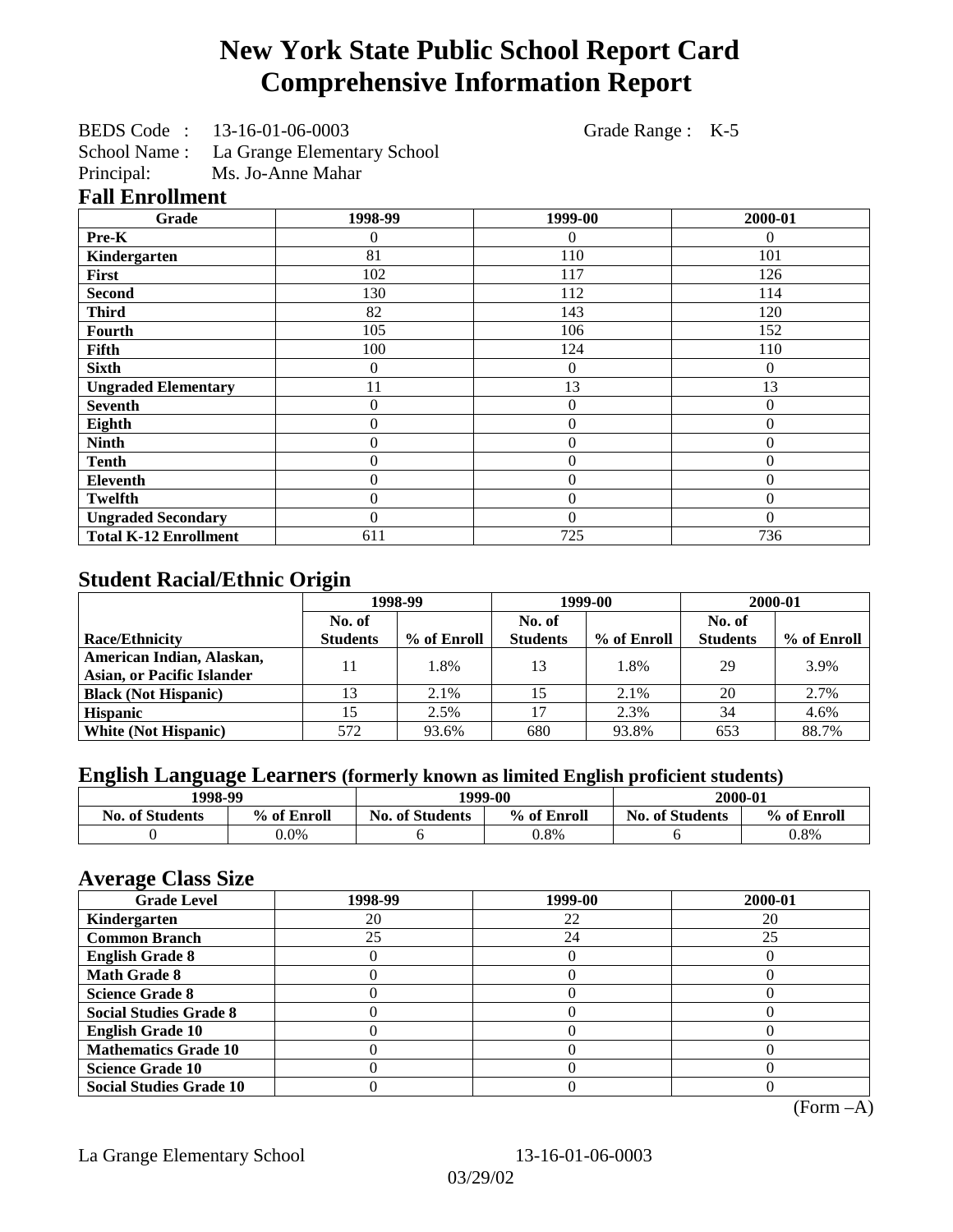# New York State Public School Report Card
# Comprehensive Information Report

BEDS Code : 13-16-01-06-0003 Grade Range : K-5
School Name : La Grange Elementary School
Principal: Ms. Jo-Anne Mahar

## Fall Enrollment

| Grade | 1998-99 | 1999-00 | 2000-01 |
|---|---|---|---|
| Pre-K | 0 | 0 | 0 |
| Kindergarten | 81 | 110 | 101 |
| First | 102 | 117 | 126 |
| Second | 130 | 112 | 114 |
| Third | 82 | 143 | 120 |
| Fourth | 105 | 106 | 152 |
| Fifth | 100 | 124 | 110 |
| Sixth | 0 | 0 | 0 |
| Ungraded Elementary | 11 | 13 | 13 |
| Seventh | 0 | 0 | 0 |
| Eighth | 0 | 0 | 0 |
| Ninth | 0 | 0 | 0 |
| Tenth | 0 | 0 | 0 |
| Eleventh | 0 | 0 | 0 |
| Twelfth | 0 | 0 | 0 |
| Ungraded Secondary | 0 | 0 | 0 |
| Total K-12 Enrollment | 611 | 725 | 736 |

## Student Racial/Ethnic Origin

| | 1998-99 | | 1999-00 | | 2000-01 | |
|---|---|---|---|---|---|---|
| Race/Ethnicity | No. of Students | % of Enroll | No. of Students | % of Enroll | No. of Students | % of Enroll |
| American Indian, Alaskan, Asian, or Pacific Islander | 11 | 1.8% | 13 | 1.8% | 29 | 3.9% |
| Black (Not Hispanic) | 13 | 2.1% | 15 | 2.1% | 20 | 2.7% |
| Hispanic | 15 | 2.5% | 17 | 2.3% | 34 | 4.6% |
| White (Not Hispanic) | 572 | 93.6% | 680 | 93.8% | 653 | 88.7% |

## English Language Learners (formerly known as limited English proficient students)

| 1998-99 | | 1999-00 | | 2000-01 | |
|---|---|---|---|---|---|
| No. of Students | % of Enroll | No. of Students | % of Enroll | No. of Students | % of Enroll |
| 0 | 0.0% | 6 | 0.8% | 6 | 0.8% |

## Average Class Size

| Grade Level | 1998-99 | 1999-00 | 2000-01 |
|---|---|---|---|
| Kindergarten | 20 | 22 | 20 |
| Common Branch | 25 | 24 | 25 |
| English Grade 8 | 0 | 0 | 0 |
| Math Grade 8 | 0 | 0 | 0 |
| Science Grade 8 | 0 | 0 | 0 |
| Social Studies Grade 8 | 0 | 0 | 0 |
| English Grade 10 | 0 | 0 | 0 |
| Mathematics Grade 10 | 0 | 0 | 0 |
| Science Grade 10 | 0 | 0 | 0 |
| Social Studies Grade 10 | 0 | 0 | 0 |

(Form –A)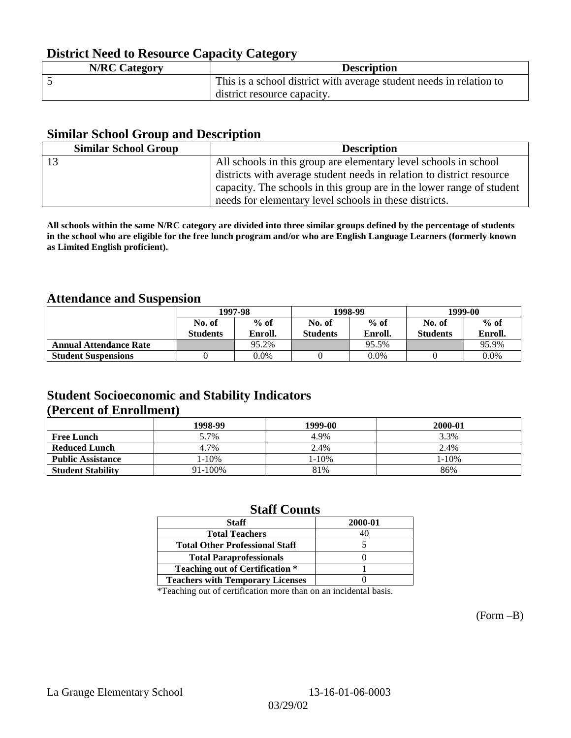## District Need to Resource Capacity Category

| N/RC Category | Description |
|---|---|
| 5 | This is a school district with average student needs in relation to district resource capacity. |

## Similar School Group and Description

| Similar School Group | Description |
|---|---|
| 13 | All schools in this group are elementary level schools in school districts with average student needs in relation to district resource capacity. The schools in this group are in the lower range of student needs for elementary level schools in these districts. |

**All schools within the same N/RC category are divided into three similar groups defined by the percentage of students in the school who are eligible for the free lunch program and/or who are English Language Learners (formerly known as Limited English proficient).**

## Attendance and Suspension

| | 1997-98 | | 1998-99 | | 1999-00 | |
|---|---|---|---|---|---|---|
| | No. of Students | % of Enroll. | No. of Students | % of Enroll. | No. of Students | % of Enroll. |
| **Annual Attendance Rate** | | 95.2% | | 95.5% | | 95.9% |
| **Student Suspensions** | 0 | 0.0% | 0 | 0.0% | 0 | 0.0% |

## Student Socioeconomic and Stability Indicators (Percent of Enrollment)

| | 1998-99 | 1999-00 | 2000-01 |
|---|---|---|---|
| **Free Lunch** | 5.7% | 4.9% | 3.3% |
| **Reduced Lunch** | 4.7% | 2.4% | 2.4% |
| **Public Assistance** | 1-10% | 1-10% | 1-10% |
| **Student Stability** | 91-100% | 81% | 86% |

## Staff Counts

| Staff | 2000-01 |
|---|---|
| Total Teachers | 40 |
| Total Other Professional Staff | 5 |
| Total Paraprofessionals | 0 |
| Teaching out of Certification * | 1 |
| Teachers with Temporary Licenses | 0 |

*Teaching out of certification more than on an incidental basis.

(Form –B)

La Grange Elementary School 13-16-01-06-0003

03/29/02